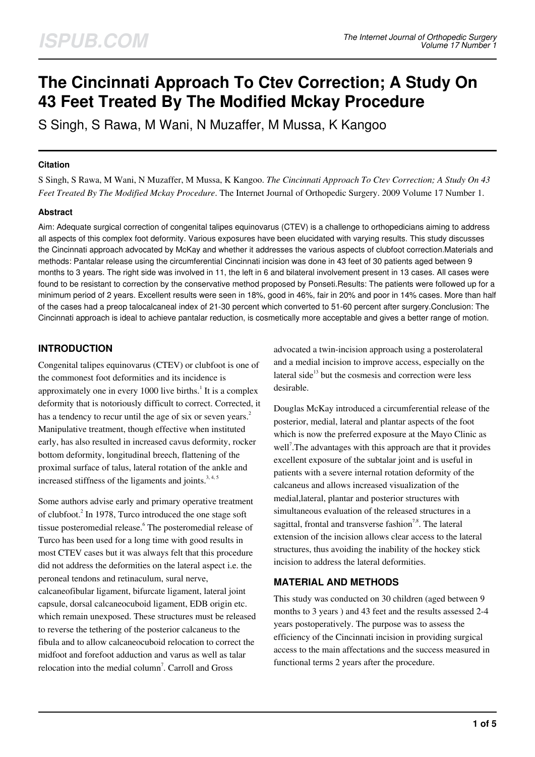# The Cincinnati Approach To Ctev Correction; A Study On 43 Feet Treated By The Modified Mckay Procedure

S Singh, S Rawa, M Wani, N Muzaffer, M Mussa, K Kangoo

### Citation

S Singh, S Rawa, M Wani, N Muzaffer, M Mussa, K Kangoo. *The Cincinnati Approach To Ctev Correction; A Study On 43 Feet Treated By The Modified Mckay Procedure*. The Internet Journal of Orthopedic Surgery. 2009 Volume 17 Number 1.

### Abstract

Aim: Adequate surgical correction of congenital talipes equinovarus (CTEV) is a challenge to orthopedicians aiming to address all aspects of this complex foot deformity. Various exposures have been elucidated with varying results. This study discusses the Cincinnati approach advocated by McKay and whether it addresses the various aspects of clubfoot correction.Materials and methods: Pantalar release using the circumferential Cincinnati incision was done in 43 feet of 30 patients aged between 9 months to 3 years. The right side was involved in 11, the left in 6 and bilateral involvement present in 13 cases. All cases were found to be resistant to correction by the conservative method proposed by Ponseti.Results: The patients were followed up for a minimum period of 2 years. Excellent results were seen in 18%, good in 46%, fair in 20% and poor in 14% cases. More than half of the cases had a preop talocalcaneal index of 21-30 percent which converted to 51-60 percent after surgery.Conclusion: The Cincinnati approach is ideal to achieve pantalar reduction, is cosmetically more acceptable and gives a better range of motion.

## INTRODUCTION

Congenital talipes equinovarus (CTEV) or clubfoot is one of the commonest foot deformities and its incidence is approximately one in every 1000 live births.[1] It is a complex deformity that is notoriously difficult to correct. Corrected, it has a tendency to recur until the age of six or seven years.[2] Manipulative treatment, though effective when instituted early, has also resulted in increased cavus deformity, rocker bottom deformity, longitudinal breech, flattening of the proximal surface of talus, lateral rotation of the ankle and increased stiffness of the ligaments and joints.[3, 4, 5]

Some authors advise early and primary operative treatment of clubfoot.[2] In 1978, Turco introduced the one stage soft tissue posteromedial release.[6] The posteromedial release of Turco has been used for a long time with good results in most CTEV cases but it was always felt that this procedure did not address the deformities on the lateral aspect i.e. the peroneal tendons and retinaculum, sural nerve, calcaneofibular ligament, bifurcate ligament, lateral joint capsule, dorsal calcaneocuboid ligament, EDB origin etc. which remain unexposed. These structures must be released to reverse the tethering of the posterior calcaneus to the fibula and to allow calcaneocuboid relocation to correct the midfoot and forefoot adduction and varus as well as talar relocation into the medial column[7]. Carroll and Gross advocated a twin-incision approach using a posterolateral and a medial incision to improve access, especially on the lateral side[13] but the cosmesis and correction were less desirable.

Douglas McKay introduced a circumferential release of the posterior, medial, lateral and plantar aspects of the foot which is now the preferred exposure at the Mayo Clinic as well[7].The advantages with this approach are that it provides excellent exposure of the subtalar joint and is useful in patients with a severe internal rotation deformity of the calcaneus and allows increased visualization of the medial,lateral, plantar and posterior structures with simultaneous evaluation of the released structures in a sagittal, frontal and transverse fashion[7,8]. The lateral extension of the incision allows clear access to the lateral structures, thus avoiding the inability of the hockey stick incision to address the lateral deformities.

## MATERIAL AND METHODS

This study was conducted on 30 children (aged between 9 months to 3 years ) and 43 feet and the results assessed 2-4 years postoperatively. The purpose was to assess the efficiency of the Cincinnati incision in providing surgical access to the main affectations and the success measured in functional terms 2 years after the procedure.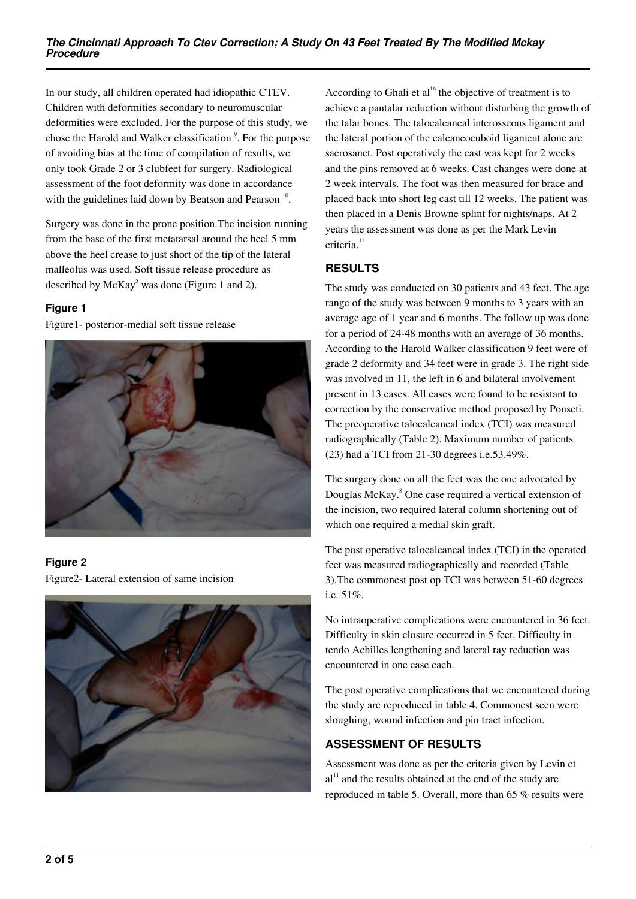In our study, all children operated had idiopathic CTEV. Children with deformities secondary to neuromuscular deformities were excluded. For the purpose of this study, we chose the Harold and Walker classification [9]. For the purpose of avoiding bias at the time of compilation of results, we only took Grade 2 or 3 clubfeet for surgery. Radiological assessment of the foot deformity was done in accordance with the guidelines laid down by Beatson and Pearson [10].

Surgery was done in the prone position.The incision running from the base of the first metatarsal around the heel 5 mm above the heel crease to just short of the tip of the lateral malleolus was used. Soft tissue release procedure as described by McKay[5] was done (Figure 1 and 2).

**Figure 1**

Figure1- posterior-medial soft tissue release

**Figure 2**

Figure2- Lateral extension of same incision

According to Ghali et al[16] the objective of treatment is to achieve a pantalar reduction without disturbing the growth of the talar bones. The talocalcaneal interosseous ligament and the lateral portion of the calcaneocuboid ligament alone are sacrosanct. Post operatively the cast was kept for 2 weeks and the pins removed at 6 weeks. Cast changes were done at 2 week intervals. The foot was then measured for brace and placed back into short leg cast till 12 weeks. The patient was then placed in a Denis Browne splint for nights/naps. At 2 years the assessment was done as per the Mark Levin criteria.[11]

## RESULTS

The study was conducted on 30 patients and 43 feet. The age range of the study was between 9 months to 3 years with an average age of 1 year and 6 months. The follow up was done for a period of 24-48 months with an average of 36 months. According to the Harold Walker classification 9 feet were of grade 2 deformity and 34 feet were in grade 3. The right side was involved in 11, the left in 6 and bilateral involvement present in 13 cases. All cases were found to be resistant to correction by the conservative method proposed by Ponseti. The preoperative talocalcaneal index (TCI) was measured radiographically (Table 2). Maximum number of patients (23) had a TCI from 21-30 degrees i.e.53.49%.

The surgery done on all the feet was the one advocated by Douglas McKay.[8] One case required a vertical extension of the incision, two required lateral column shortening out of which one required a medial skin graft.

The post operative talocalcaneal index (TCI) in the operated feet was measured radiographically and recorded (Table 3).The commonest post op TCI was between 51-60 degrees i.e. 51%.

No intraoperative complications were encountered in 36 feet. Difficulty in skin closure occurred in 5 feet. Difficulty in tendo Achilles lengthening and lateral ray reduction was encountered in one case each.

The post operative complications that we encountered during the study are reproduced in table 4. Commonest seen were sloughing, wound infection and pin tract infection.

## ASSESSMENT OF RESULTS

Assessment was done as per the criteria given by Levin et al[11] and the results obtained at the end of the study are reproduced in table 5. Overall, more than 65 % results were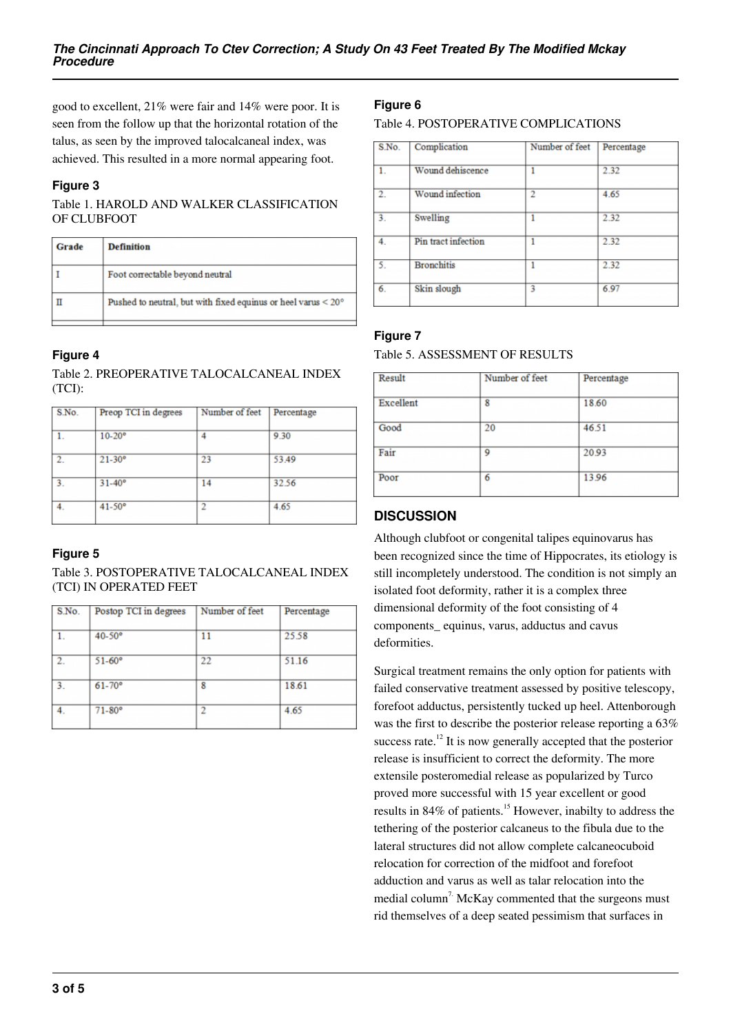good to excellent, 21% were fair and 14% were poor. It is seen from the follow up that the horizontal rotation of the talus, as seen by the improved talocalcaneal index, was achieved. This resulted in a more normal appearing foot.

### Figure 3

Table 1. HAROLD AND WALKER CLASSIFICATION OF CLUBFOOT

| Grade | Definition |
|---|---|
| I | Foot correctable beyond neutral |
| II | Pushed to neutral, but with fixed equinus or heel varus < 20° |
| | |

### Figure 4

Table 2. PREOPERATIVE TALOCALCANEAL INDEX (TCI):

| S.No. | Preop TCI in degrees | Number of feet | Percentage |
|---|---|---|---|
| 1. | 10-20° | 4 | 9.30 |
| 2. | 21-30° | 23 | 53.49 |
| 3. | 31-40° | 14 | 32.56 |
| 4. | 41-50° | 2 | 4.65 |

### Figure 5

Table 3. POSTOPERATIVE TALOCALCANEAL INDEX (TCI) IN OPERATED FEET

| S.No. | Postop TCI in degrees | Number of feet | Percentage |
|---|---|---|---|
| 1. | 40-50° | 11 | 25.58 |
| 2. | 51-60° | 22 | 51.16 |
| 3. | 61-70° | 8 | 18.61 |
| 4. | 71-80° | 2 | 4.65 |

### Figure 6

Table 4. POSTOPERATIVE COMPLICATIONS

| S.No. | Complication | Number of feet | Percentage |
|---|---|---|---|
| 1. | Wound dehiscence | 1 | 2.32 |
| 2. | Wound infection | 2 | 4.65 |
| 3. | Swelling | 1 | 2.32 |
| 4. | Pin tract infection | 1 | 2.32 |
| 5. | Bronchitis | 1 | 2.32 |
| 6. | Skin slough | 3 | 6.97 |

### Figure 7

Table 5. ASSESSMENT OF RESULTS

| Result | Number of feet | Percentage |
|---|---|---|
| Excellent | 8 | 18.60 |
| Good | 20 | 46.51 |
| Fair | 9 | 20.93 |
| Poor | 6 | 13.96 |

## DISCUSSION

Although clubfoot or congenital talipes equinovarus has been recognized since the time of Hippocrates, its etiology is still incompletely understood. The condition is not simply an isolated foot deformity, rather it is a complex three dimensional deformity of the foot consisting of 4 components_ equinus, varus, adductus and cavus deformities.

Surgical treatment remains the only option for patients with failed conservative treatment assessed by positive telescopy, forefoot adductus, persistently tucked up heel. Attenborough was the first to describe the posterior release reporting a 63% success rate.[12] It is now generally accepted that the posterior release is insufficient to correct the deformity. The more extensile posteromedial release as popularized by Turco proved more successful with 15 year excellent or good results in 84% of patients.[15] However, inabilty to address the tethering of the posterior calcaneus to the fibula due to the lateral structures did not allow complete calcaneocuboid relocation for correction of the midfoot and forefoot adduction and varus as well as talar relocation into the medial column[7]. McKay commented that the surgeons must rid themselves of a deep seated pessimism that surfaces in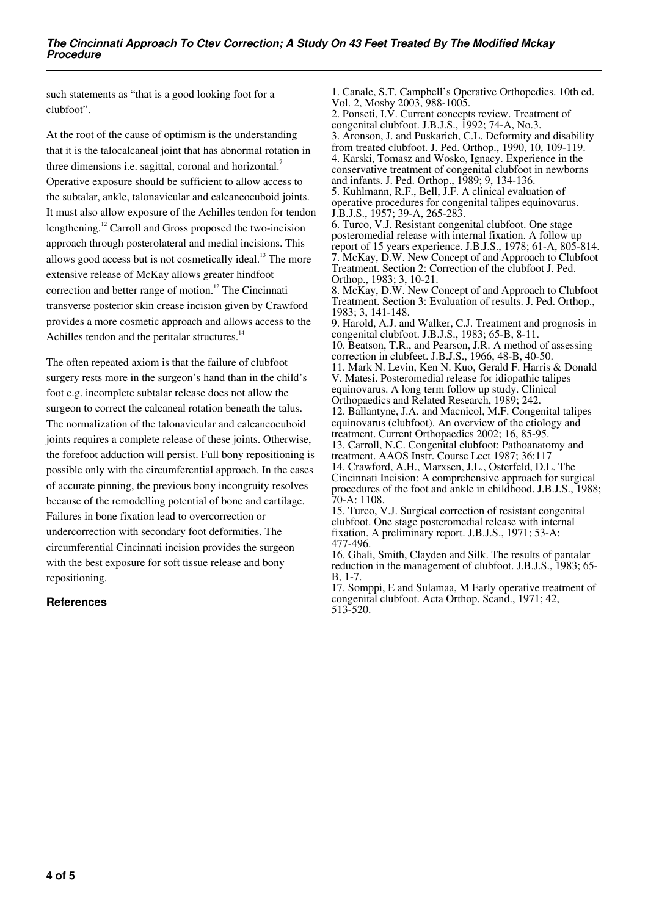such statements as "that is a good looking foot for a clubfoot".

At the root of the cause of optimism is the understanding that it is the talocalcaneal joint that has abnormal rotation in three dimensions i.e. sagittal, coronal and horizontal.[7] Operative exposure should be sufficient to allow access to the subtalar, ankle, talonavicular and calcaneocuboid joints. It must also allow exposure of the Achilles tendon for tendon lengthening.[12] Carroll and Gross proposed the two-incision approach through posterolateral and medial incisions. This allows good access but is not cosmetically ideal.[13] The more extensive release of McKay allows greater hindfoot correction and better range of motion.[12] The Cincinnati transverse posterior skin crease incision given by Crawford provides a more cosmetic approach and allows access to the Achilles tendon and the peritalar structures.[14]

The often repeated axiom is that the failure of clubfoot surgery rests more in the surgeon's hand than in the child's foot e.g. incomplete subtalar release does not allow the surgeon to correct the calcaneal rotation beneath the talus. The normalization of the talonavicular and calcaneocuboid joints requires a complete release of these joints. Otherwise, the forefoot adduction will persist. Full bony repositioning is possible only with the circumferential approach. In the cases of accurate pinning, the previous bony incongruity resolves because of the remodelling potential of bone and cartilage. Failures in bone fixation lead to overcorrection or undercorrection with secondary foot deformities. The circumferential Cincinnati incision provides the surgeon with the best exposure for soft tissue release and bony repositioning.

## References

1. Canale, S.T. Campbell's Operative Orthopedics. 10th ed. Vol. 2, Mosby 2003, 988-1005.
2. Ponseti, I.V. Current concepts review. Treatment of congenital clubfoot. J.B.J.S., 1992; 74-A, No.3.
3. Aronson, J. and Puskarich, C.L. Deformity and disability from treated clubfoot. J. Ped. Orthop., 1990, 10, 109-119.
4. Karski, Tomasz and Wosko, Ignacy. Experience in the conservative treatment of congenital clubfoot in newborns and infants. J. Ped. Orthop., 1989; 9, 134-136.
5. Kuhlmann, R.F., Bell, J.F. A clinical evaluation of operative procedures for congenital talipes equinovarus. J.B.J.S., 1957; 39-A, 265-283.
6. Turco, V.J. Resistant congenital clubfoot. One stage posteromedial release with internal fixation. A follow up report of 15 years experience. J.B.J.S., 1978; 61-A, 805-814.
7. McKay, D.W. New Concept of and Approach to Clubfoot Treatment. Section 2: Correction of the clubfoot J. Ped. Orthop., 1983; 3, 10-21.
8. McKay, D.W. New Concept of and Approach to Clubfoot Treatment. Section 3: Evaluation of results. J. Ped. Orthop., 1983; 3, 141-148.
9. Harold, A.J. and Walker, C.J. Treatment and prognosis in congenital clubfoot. J.B.J.S., 1983; 65-B, 8-11.
10. Beatson, T.R., and Pearson, J.R. A method of assessing correction in clubfeet. J.B.J.S., 1966, 48-B, 40-50.
11. Mark N. Levin, Ken N. Kuo, Gerald F. Harris & Donald V. Matesi. Posteromedial release for idiopathic talipes equinovarus. A long term follow up study. Clinical Orthopaedics and Related Research, 1989; 242.
12. Ballantyne, J.A. and Macnicol, M.F. Congenital talipes equinovarus (clubfoot). An overview of the etiology and treatment. Current Orthopaedics 2002; 16, 85-95.
13. Carroll, N.C. Congenital clubfoot: Pathoanatomy and treatment. AAOS Instr. Course Lect 1987; 36:117
14. Crawford, A.H., Marxsen, J.L., Osterfeld, D.L. The Cincinnati Incision: A comprehensive approach for surgical procedures of the foot and ankle in childhood. J.B.J.S., 1988; 70-A: 1108.
15. Turco, V.J. Surgical correction of resistant congenital clubfoot. One stage posteromedial release with internal fixation. A preliminary report. J.B.J.S., 1971; 53-A: 477-496.
16. Ghali, Smith, Clayden and Silk. The results of pantalar reduction in the management of clubfoot. J.B.J.S., 1983; 65-B, 1-7.
17. Somppi, E and Sulamaa, M Early operative treatment of congenital clubfoot. Acta Orthop. Scand., 1971; 42, 513-520.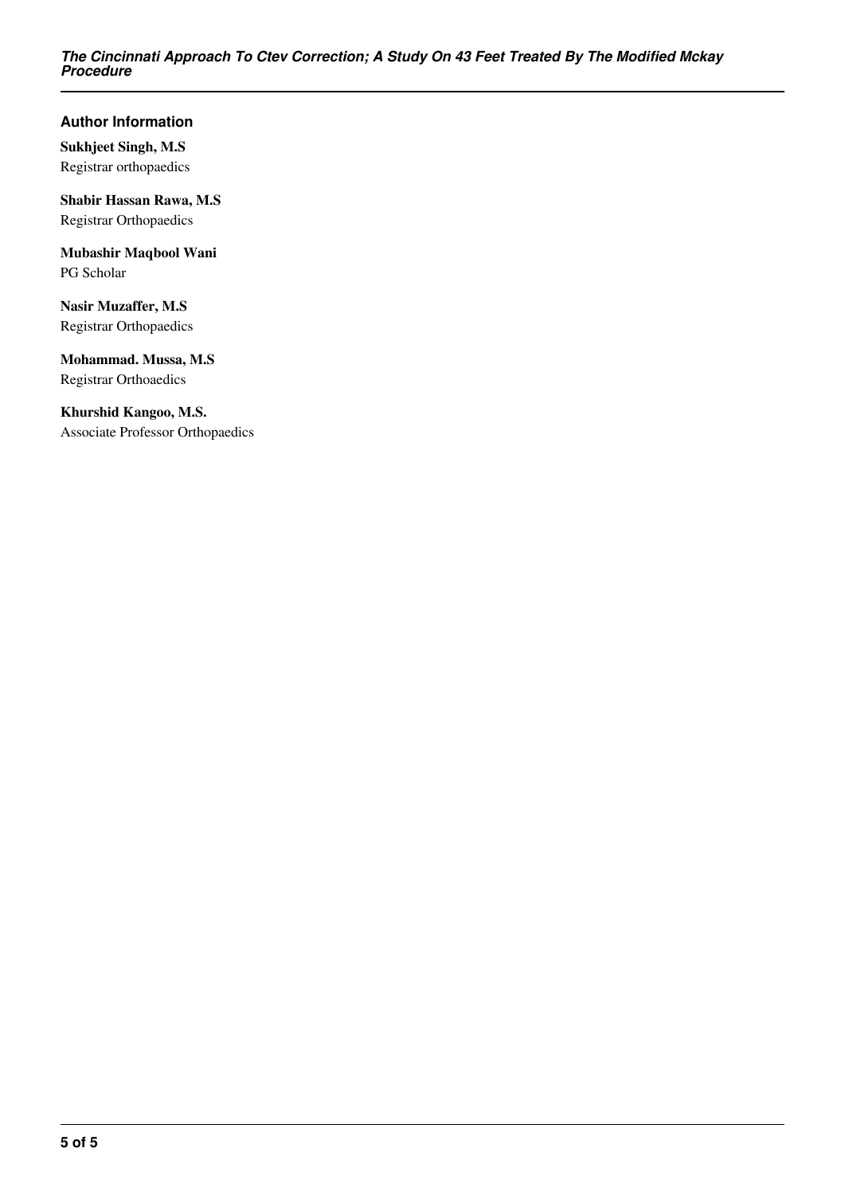## Author Information

**Sukhjeet Singh, M.S**
Registrar orthopaedics

**Shabir Hassan Rawa, M.S**
Registrar Orthopaedics

**Mubashir Maqbool Wani**
PG Scholar

**Nasir Muzaffer, M.S**
Registrar Orthopaedics

**Mohammad. Mussa, M.S**
Registrar Orthoaedics

**Khurshid Kangoo, M.S.**
Associate Professor Orthopaedics